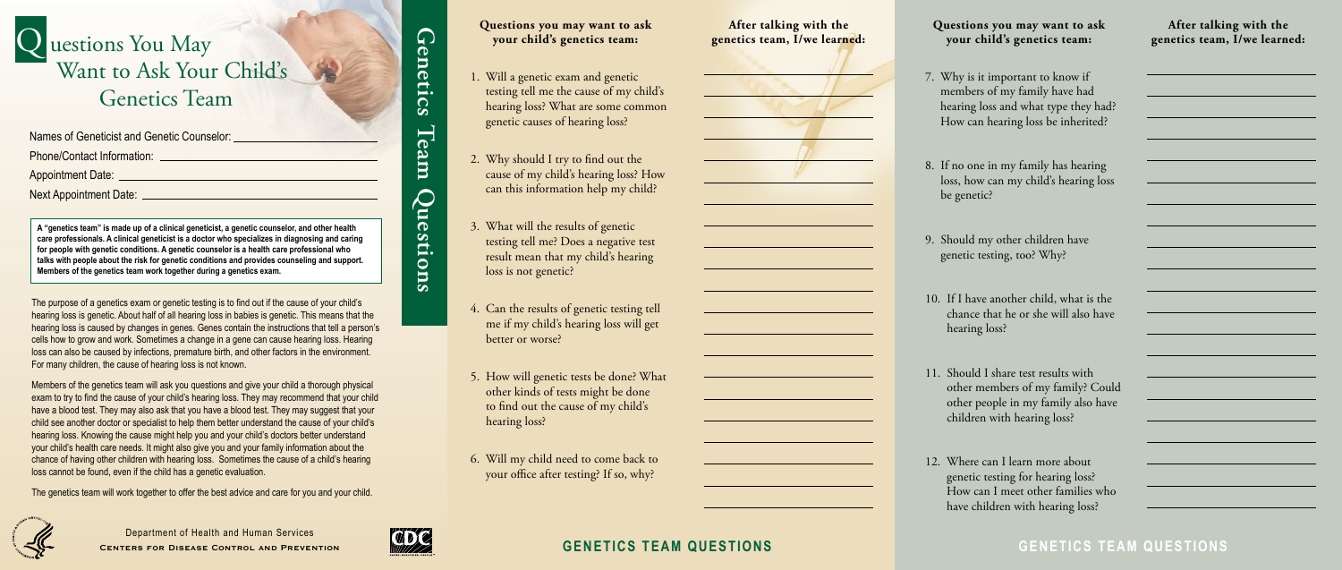# Questions You May Want to Ask Your Child's Genetics Team

Names of Geneticist and Genetic Counselor: ______________________

Phone/Contact Information: ______________________

Appointment Date: ______________________

Next Appointment Date: ______________________

**A "genetics team" is made up of a clinical geneticist, a genetic counselor, and other health care professionals. A clinical geneticist is a doctor who specializes in diagnosing and caring for people with genetic conditions. A genetic counselor is a health care professional who talks with people about the risk for genetic conditions and provides counseling and support. Members of the genetics team work together during a genetics exam.**

The purpose of a genetics exam or genetic testing is to find out if the cause of your child's hearing loss is genetic. About half of all hearing loss in babies is genetic. This means that the hearing loss is caused by changes in genes. Genes contain the instructions that tell a person's cells how to grow and work. Sometimes a change in a gene can cause hearing loss. Hearing loss can also be caused by infections, premature birth, and other factors in the environment. For many children, the cause of hearing loss is not known.

Members of the genetics team will ask you questions and give your child a thorough physical exam to try to find the cause of your child's hearing loss. They may recommend that your child have a blood test. They may also ask that you have a blood test. They may suggest that your child see another doctor or specialist to help them better understand the cause of your child's hearing loss. Knowing the cause might help you and your child's doctors better understand your child's health care needs. It might also give you and your family information about the chance of having other children with hearing loss. Sometimes the cause of a child's hearing loss cannot be found, even if the child has a genetic evaluation.

The genetics team will work together to offer the best advice and care for you and your child.

Department of Health and Human Services
Centers for Disease Control and Prevention

## Genetics Team Questions

| Questions you may want to ask your child's genetics team: | After talking with the genetics team, I/we learned: |
|---|---|
| 1. Will a genetic exam and genetic testing tell me the cause of my child's hearing loss? What are some common genetic causes of hearing loss? | |
| 2. Why should I try to find out the cause of my child's hearing loss? How can this information help my child? | |
| 3. What will the results of genetic testing tell me? Does a negative test result mean that my child's hearing loss is not genetic? | |
| 4. Can the results of genetic testing tell me if my child's hearing loss will get better or worse? | |
| 5. How will genetic tests be done? What other kinds of tests might be done to find out the cause of my child's hearing loss? | |
| 6. Will my child need to come back to your office after testing? If so, why? | |

| Questions you may want to ask your child's genetics team: | After talking with the genetics team, I/we learned: |
|---|---|
| 7. Why is it important to know if members of my family have had hearing loss and what type they had? How can hearing loss be inherited? | |
| 8. If no one in my family has hearing loss, how can my child's hearing loss be genetic? | |
| 9. Should my other children have genetic testing, too? Why? | |
| 10. If I have another child, what is the chance that he or she will also have hearing loss? | |
| 11. Should I share test results with other members of my family? Could other people in my family also have children with hearing loss? | |
| 12. Where can I learn more about genetic testing for hearing loss? How can I meet other families who have children with hearing loss? | |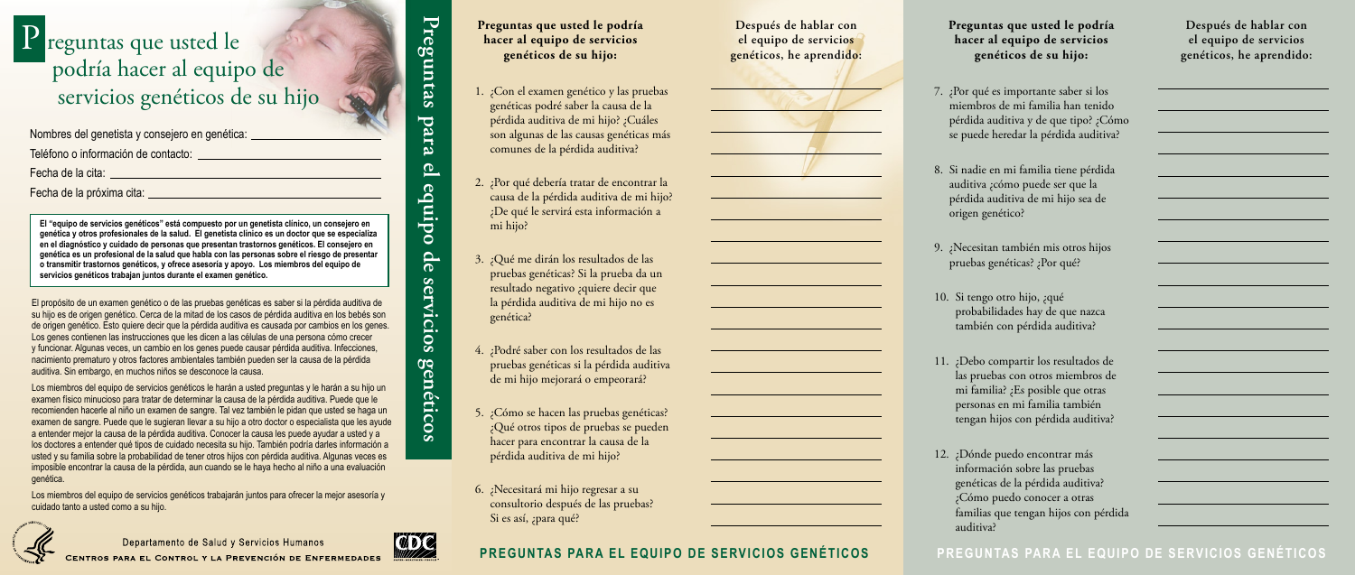# Preguntas que usted le podría hacer al equipo de servicios genéticos de su hijo

Nombres del genetista y consejero en genética: ____________________

Teléfono o información de contacto: ____________________

Fecha de la cita: ____________________

Fecha de la próxima cita: ____________________

**El "equipo de servicios genéticos" está compuesto por un genetista clínico, un consejero en genética y otros profesionales de la salud. El genetista clínico es un doctor que se especializa en el diagnóstico y cuidado de personas que presentan trastornos genéticos. El consejero en genética es un profesional de la salud que habla con las personas sobre el riesgo de presentar o transmitir trastornos genéticos, y ofrece asesoría y apoyo. Los miembros del equipo de servicios genéticos trabajan juntos durante el examen genético.**

El propósito de un examen genético o de las pruebas genéticas es saber si la pérdida auditiva de su hijo es de origen genético. Cerca de la mitad de los casos de pérdida auditiva en los bebés son de origen genético. Esto quiere decir que la pérdida auditiva es causada por cambios en los genes. Los genes contienen las instrucciones que les dicen a las células de una persona cómo crecer y funcionar. Algunas veces, un cambio en los genes puede causar pérdida auditiva. Infecciones, nacimiento prematuro y otros factores ambientales también pueden ser la causa de la pérdida auditiva. Sin embargo, en muchos niños se desconoce la causa.

Los miembros del equipo de servicios genéticos le harán a usted preguntas y le harán a su hijo un examen físico minucioso para tratar de determinar la causa de la pérdida auditiva. Puede que le recomienden hacerle al niño un examen de sangre. Tal vez también le pidan que usted se haga un examen de sangre. Puede que le sugieran llevar a su hijo a otro doctor o especialista que les ayude a entender mejor la causa de la pérdida auditiva. Conocer la causa les puede ayudar a usted y a los doctores a entender qué tipos de cuidado necesita su hijo. También podría darles información a usted y su familia sobre la probabilidad de tener otros hijos con pérdida auditiva. Algunas veces es imposible encontrar la causa de la pérdida, aun cuando se le haya hecho al niño a una evaluación genética.

Los miembros del equipo de servicios genéticos trabajarán juntos para ofrecer la mejor asesoría y cuidado tanto a usted como a su hijo.

Departamento de Salud y Servicios Humanos
Centros para el Control y la Prevención de Enfermedades

## Preguntas para el equipo de servicios genéticos

| Preguntas que usted le podría hacer al equipo de servicios genéticos de su hijo: | Después de hablar con el equipo de servicios genéticos, he aprendido: |
|---|---|
| 1. ¿Con el examen genético y las pruebas genéticas podré saber la causa de la pérdida auditiva de mi hijo? ¿Cuáles son algunas de las causas genéticas más comunes de la pérdida auditiva? | |
| 2. ¿Por qué debería tratar de encontrar la causa de la pérdida auditiva de mi hijo? ¿De qué le servirá esta información a mi hijo? | |
| 3. ¿Qué me dirán los resultados de las pruebas genéticas? Si la prueba da un resultado negativo ¿quiere decir que la pérdida auditiva de mi hijo no es genética? | |
| 4. ¿Podré saber con los resultados de las pruebas genéticas si la pérdida auditiva de mi hijo mejorará o empeorará? | |
| 5. ¿Cómo se hacen las pruebas genéticas? ¿Qué otros tipos de pruebas se pueden hacer para encontrar la causa de la pérdida auditiva de mi hijo? | |
| 6. ¿Necesitará mi hijo regresar a su consultorio después de las pruebas? Si es así, ¿para qué? | |
| 7. ¿Por qué es importante saber si los miembros de mi familia han tenido pérdida auditiva y de que tipo? ¿Cómo se puede heredar la pérdida auditiva? | |
| 8. Si nadie en mi familia tiene pérdida auditiva ¿cómo puede ser que la pérdida auditiva de mi hijo sea de origen genético? | |
| 9. ¿Necesitan también mis otros hijos pruebas genéticas? ¿Por qué? | |
| 10. Si tengo otro hijo, ¿qué probabilidades hay de que nazca también con pérdida auditiva? | |
| 11. ¿Debo compartir los resultados de las pruebas con otros miembros de mi familia? ¿Es posible que otras personas en mi familia también tengan hijos con pérdida auditiva? | |
| 12. ¿Dónde puedo encontrar más información sobre las pruebas genéticas de la pérdida auditiva? ¿Cómo puedo conocer a otras familias que tengan hijos con pérdida auditiva? | |